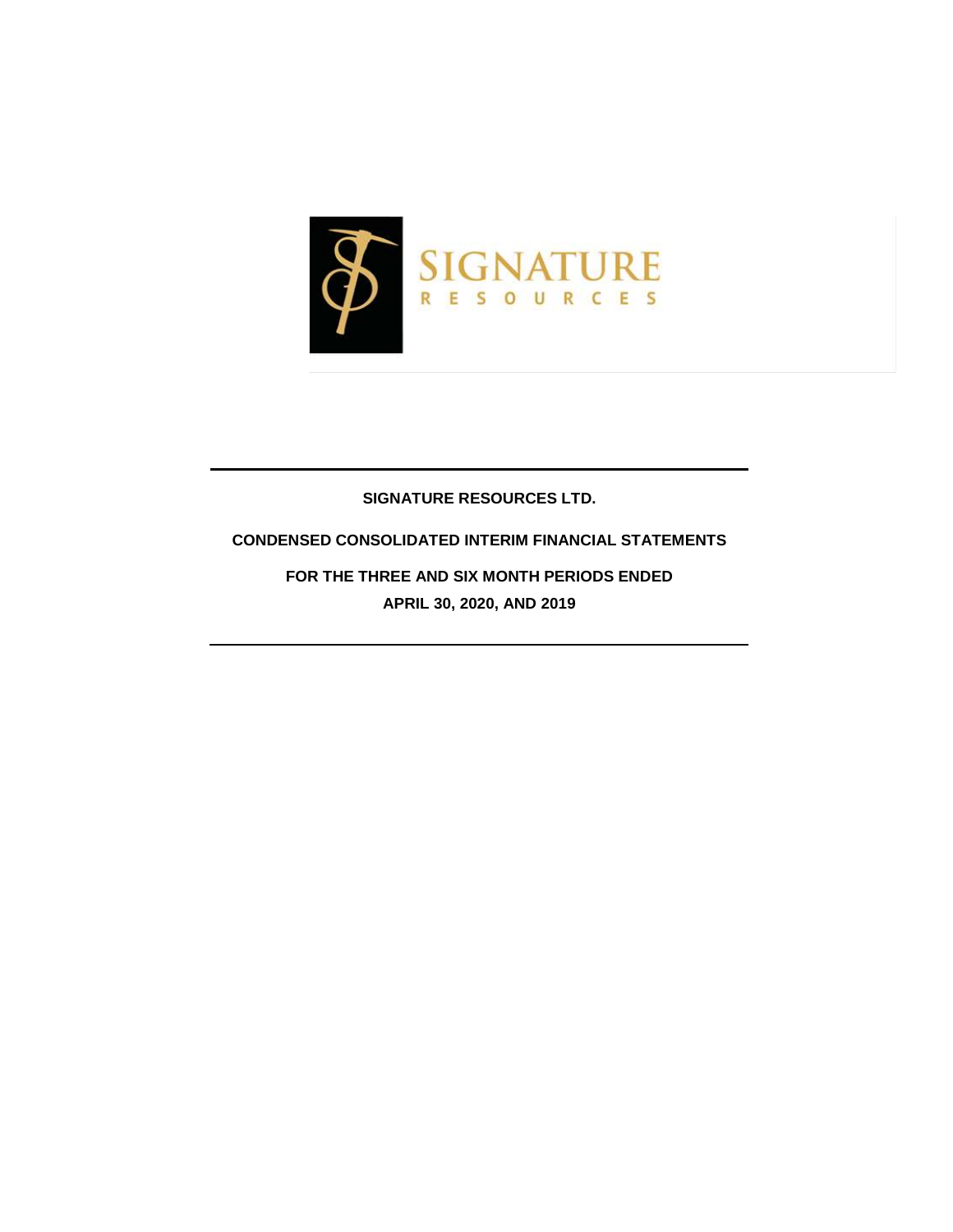SIGNATURE RESOURCES

# SIGNATURE RESOURCES LTD.

## CONDENSED CONSOLIDATED INTERIM FINANCIAL STATEMENTS

## FOR THE THREE AND SIX MONTH PERIODS ENDED APRIL 30, 2020, AND 2019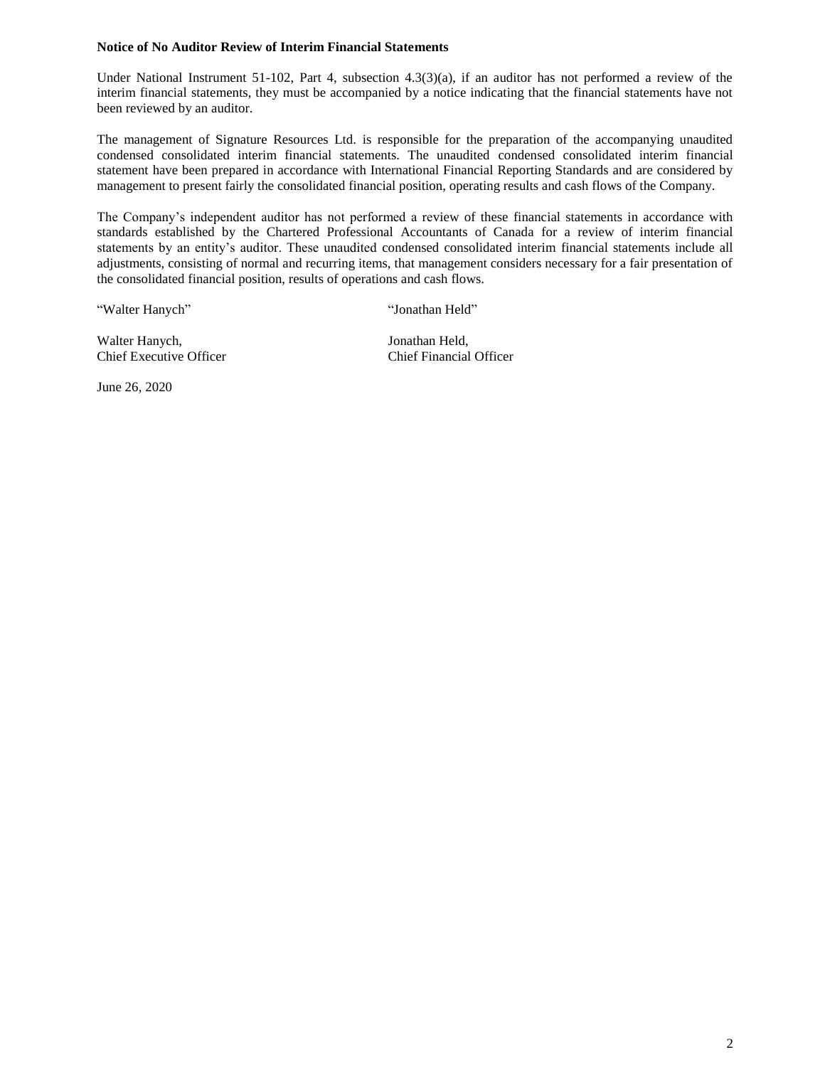**Notice of No Auditor Review of Interim Financial Statements**

Under National Instrument 51-102, Part 4, subsection 4.3(3)(a), if an auditor has not performed a review of the interim financial statements, they must be accompanied by a notice indicating that the financial statements have not been reviewed by an auditor.

The management of Signature Resources Ltd. is responsible for the preparation of the accompanying unaudited condensed consolidated interim financial statements. The unaudited condensed consolidated interim financial statement have been prepared in accordance with International Financial Reporting Standards and are considered by management to present fairly the consolidated financial position, operating results and cash flows of the Company.

The Company's independent auditor has not performed a review of these financial statements in accordance with standards established by the Chartered Professional Accountants of Canada for a review of interim financial statements by an entity's auditor. These unaudited condensed consolidated interim financial statements include all adjustments, consisting of normal and recurring items, that management considers necessary for a fair presentation of the consolidated financial position, results of operations and cash flows.

"Walter Hanych"

Walter Hanych,
Chief Executive Officer

"Jonathan Held"

Jonathan Held,
Chief Financial Officer

June 26, 2020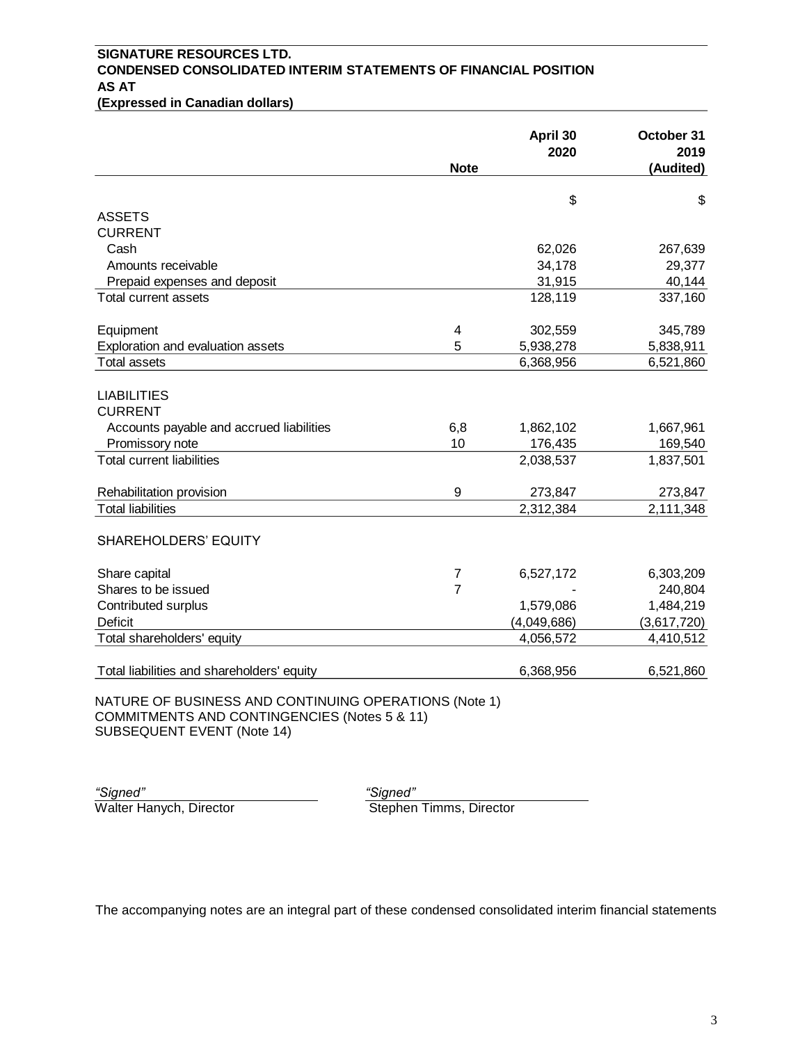**SIGNATURE RESOURCES LTD.**
**CONDENSED CONSOLIDATED INTERIM STATEMENTS OF FINANCIAL POSITION**
**AS AT**
**(Expressed in Canadian dollars)**

| | Note | April 30 2020 | October 31 2019 (Audited) |
|---|---|---|---|
| | | $ | $ |
| ASSETS | | | |
| CURRENT | | | |
| Cash | | 62,026 | 267,639 |
| Amounts receivable | | 34,178 | 29,377 |
| Prepaid expenses and deposit | | 31,915 | 40,144 |
| Total current assets | | 128,119 | 337,160 |
| | | | |
| Equipment | 4 | 302,559 | 345,789 |
| Exploration and evaluation assets | 5 | 5,938,278 | 5,838,911 |
| Total assets | | 6,368,956 | 6,521,860 |
| | | | |
| LIABILITIES | | | |
| CURRENT | | | |
| Accounts payable and accrued liabilities | 6,8 | 1,862,102 | 1,667,961 |
| Promissory note | 10 | 176,435 | 169,540 |
| Total current liabilities | | 2,038,537 | 1,837,501 |
| | | | |
| Rehabilitation provision | 9 | 273,847 | 273,847 |
| Total liabilities | | 2,312,384 | 2,111,348 |
| | | | |
| SHAREHOLDERS' EQUITY | | | |
| | | | |
| Share capital | 7 | 6,527,172 | 6,303,209 |
| Shares to be issued | 7 | - | 240,804 |
| Contributed surplus | | 1,579,086 | 1,484,219 |
| Deficit | | (4,049,686) | (3,617,720) |
| Total shareholders' equity | | 4,056,572 | 4,410,512 |
| | | | |
| Total liabilities and shareholders' equity | | 6,368,956 | 6,521,860 |

NATURE OF BUSINESS AND CONTINUING OPERATIONS (Note 1)
COMMITMENTS AND CONTINGENCIES (Notes 5 & 11)
SUBSEQUENT EVENT (Note 14)

*"Signed"*
Walter Hanych, Director

*"Signed"*
Stephen Timms, Director

The accompanying notes are an integral part of these condensed consolidated interim financial statements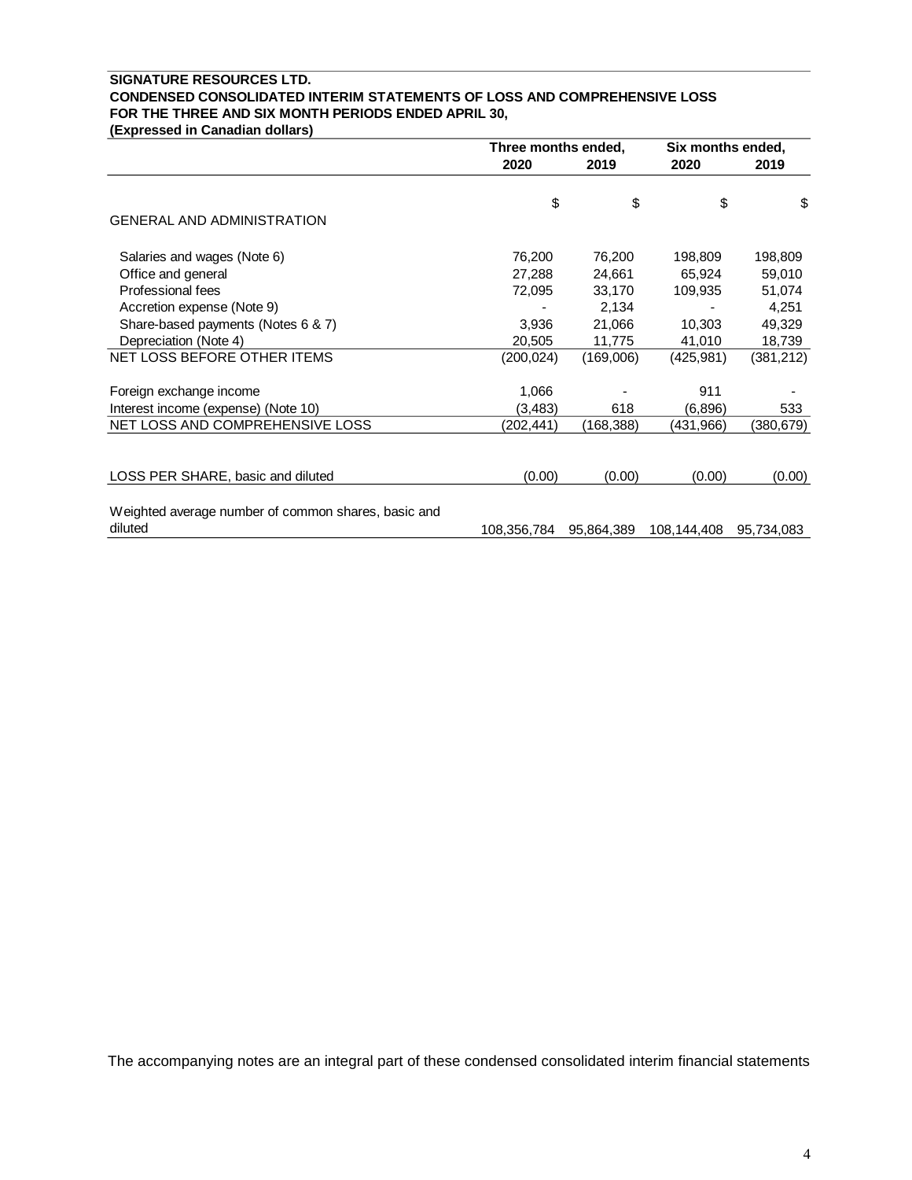**SIGNATURE RESOURCES LTD.**
**CONDENSED CONSOLIDATED INTERIM STATEMENTS OF LOSS AND COMPREHENSIVE LOSS**
**FOR THE THREE AND SIX MONTH PERIODS ENDED APRIL 30,**
**(Expressed in Canadian dollars)**

| | Three months ended, | | Six months ended, | |
|---|---|---|---|---|
| | **2020** | **2019** | **2020** | **2019** |
| | $ | $ | $ | $ |
| GENERAL AND ADMINISTRATION | | | | |
| Salaries and wages (Note 6) | 76,200 | 76,200 | 198,809 | 198,809 |
| Office and general | 27,288 | 24,661 | 65,924 | 59,010 |
| Professional fees | 72,095 | 33,170 | 109,935 | 51,074 |
| Accretion expense (Note 9) | - | 2,134 | - | 4,251 |
| Share-based payments (Notes 6 & 7) | 3,936 | 21,066 | 10,303 | 49,329 |
| Depreciation (Note 4) | 20,505 | 11,775 | 41,010 | 18,739 |
| NET LOSS BEFORE OTHER ITEMS | (200,024) | (169,006) | (425,981) | (381,212) |
| Foreign exchange income | 1,066 | - | 911 | - |
| Interest income (expense) (Note 10) | (3,483) | 618 | (6,896) | 533 |
| NET LOSS AND COMPREHENSIVE LOSS | (202,441) | (168,388) | (431,966) | (380,679) |
| LOSS PER SHARE, basic and diluted | (0.00) | (0.00) | (0.00) | (0.00) |
| Weighted average number of common shares, basic and diluted | 108,356,784 | 95,864,389 | 108,144,408 | 95,734,083 |

The accompanying notes are an integral part of these condensed consolidated interim financial statements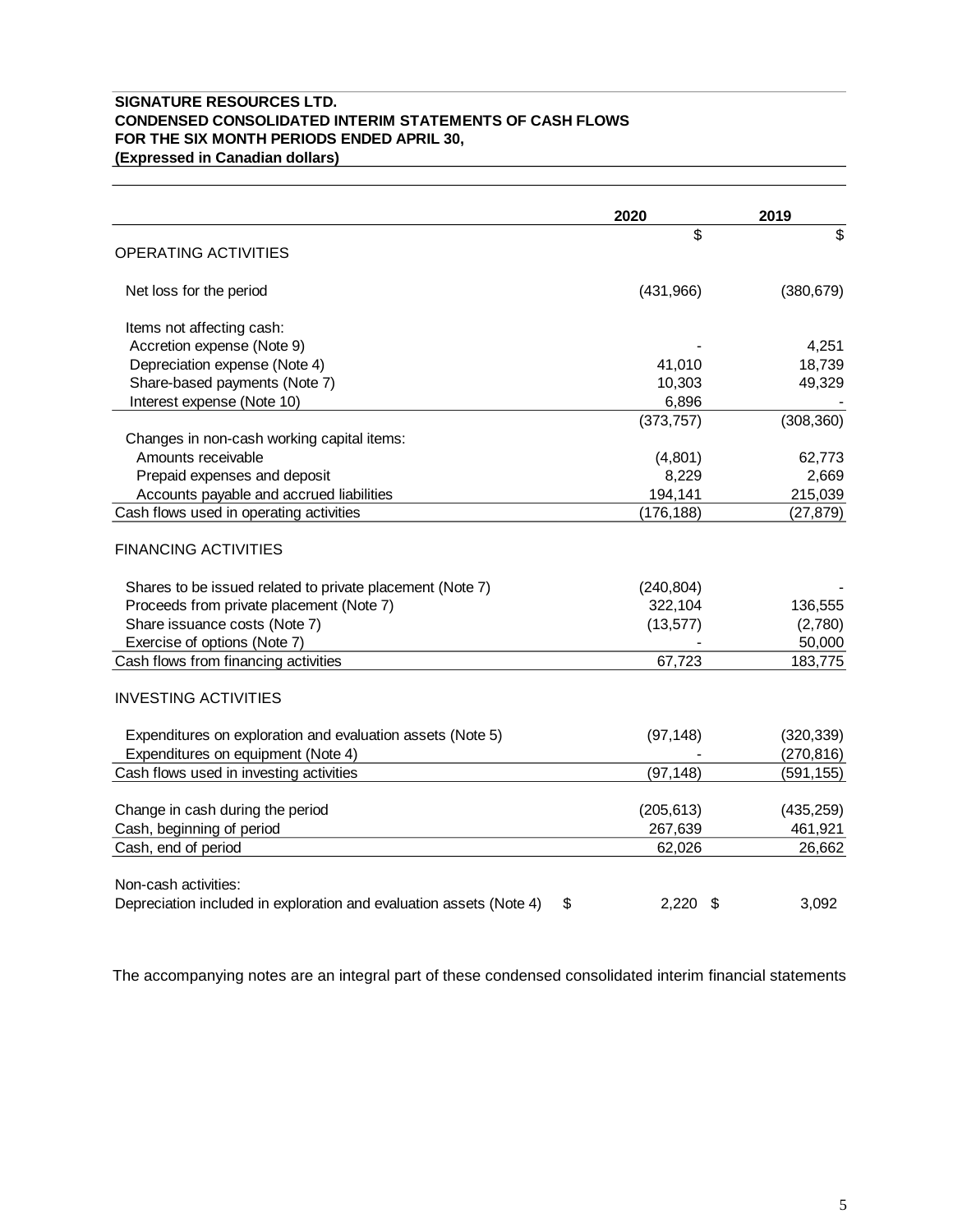**SIGNATURE RESOURCES LTD.**
**CONDENSED CONSOLIDATED INTERIM STATEMENTS OF CASH FLOWS**
**FOR THE SIX MONTH PERIODS ENDED APRIL 30,**
**(Expressed in Canadian dollars)**

| | 2020 | 2019 |
|---|---|---|
| | $ | $ |
| OPERATING ACTIVITIES | | |
| Net loss for the period | (431,966) | (380,679) |
| Items not affecting cash: | | |
| Accretion expense (Note 9) | - | 4,251 |
| Depreciation expense (Note 4) | 41,010 | 18,739 |
| Share-based payments (Note 7) | 10,303 | 49,329 |
| Interest expense (Note 10) | 6,896 | - |
| | (373,757) | (308,360) |
| Changes in non-cash working capital items: | | |
| Amounts receivable | (4,801) | 62,773 |
| Prepaid expenses and deposit | 8,229 | 2,669 |
| Accounts payable and accrued liabilities | 194,141 | 215,039 |
| Cash flows used in operating activities | (176,188) | (27,879) |
| FINANCING ACTIVITIES | | |
| Shares to be issued related to private placement (Note 7) | (240,804) | - |
| Proceeds from private placement (Note 7) | 322,104 | 136,555 |
| Share issuance costs (Note 7) | (13,577) | (2,780) |
| Exercise of options (Note 7) | - | 50,000 |
| Cash flows from financing activities | 67,723 | 183,775 |
| INVESTING ACTIVITIES | | |
| Expenditures on exploration and evaluation assets (Note 5) | (97,148) | (320,339) |
| Expenditures on equipment (Note 4) | - | (270,816) |
| Cash flows used in investing activities | (97,148) | (591,155) |
| Change in cash during the period | (205,613) | (435,259) |
| Cash, beginning of period | 267,639 | 461,921 |
| Cash, end of period | 62,026 | 26,662 |
| Non-cash activities: | | |
| Depreciation included in exploration and evaluation assets (Note 4) | $ 2,220 | $ 3,092 |

The accompanying notes are an integral part of these condensed consolidated interim financial statements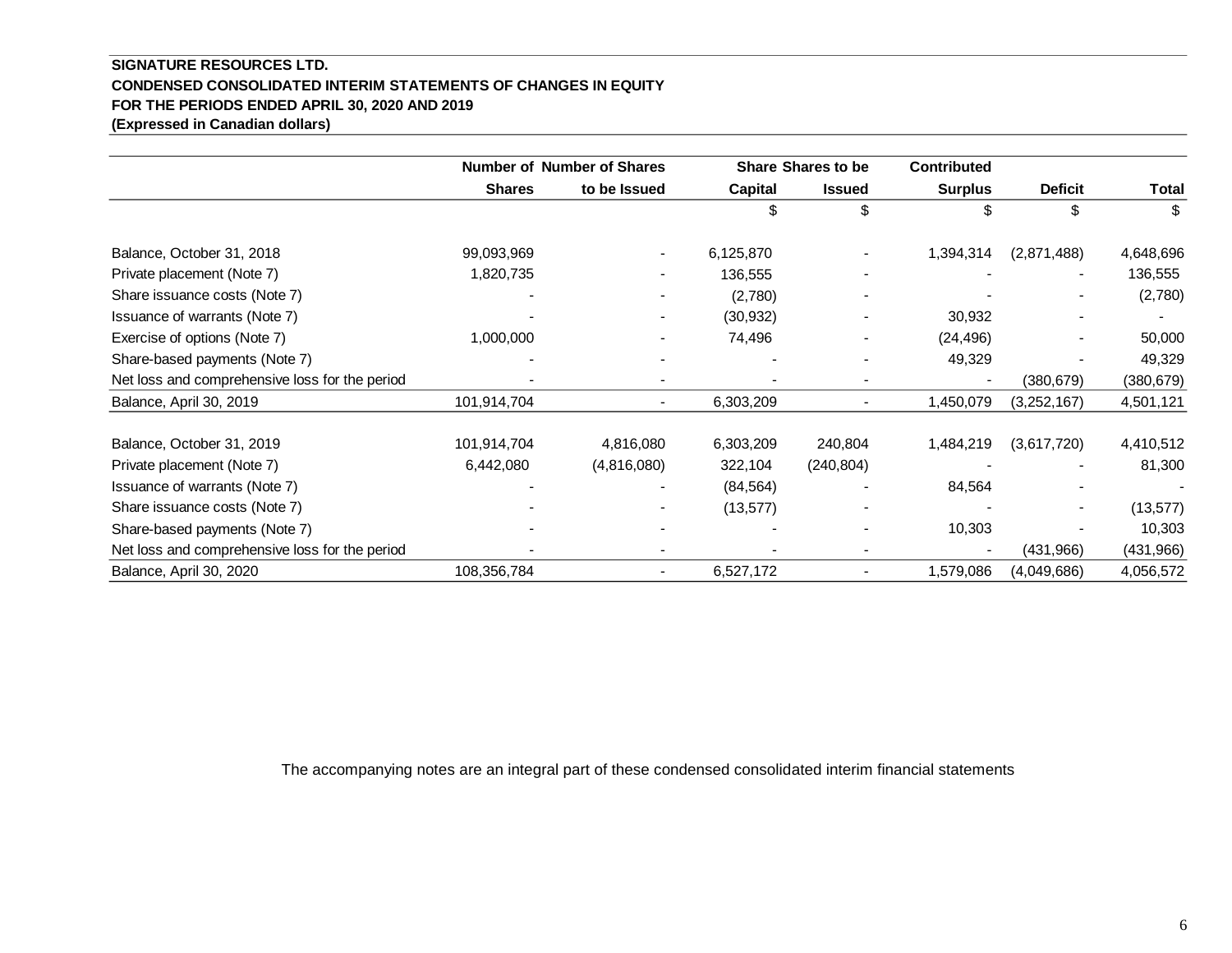**SIGNATURE RESOURCES LTD.**
**CONDENSED CONSOLIDATED INTERIM STATEMENTS OF CHANGES IN EQUITY**
**FOR THE PERIODS ENDED APRIL 30, 2020 AND 2019**
**(Expressed in Canadian dollars)**

| | Number of Shares | Number of Shares to be Issued | Share Capital | Shares to be Issued | Contributed Surplus | Deficit | Total |
|---|---|---|---|---|---|---|---|
| | | | $ | $ | $ | $ | $ |
| Balance, October 31, 2018 | 99,093,969 | - | 6,125,870 | - | 1,394,314 | (2,871,488) | 4,648,696 |
| Private placement (Note 7) | 1,820,735 | - | 136,555 | - | - | - | 136,555 |
| Share issuance costs (Note 7) | - | - | (2,780) | - | - | - | (2,780) |
| Issuance of warrants (Note 7) | - | - | (30,932) | - | 30,932 | - | - |
| Exercise of options (Note 7) | 1,000,000 | - | 74,496 | - | (24,496) | - | 50,000 |
| Share-based payments (Note 7) | - | - | - | - | 49,329 | - | 49,329 |
| Net loss and comprehensive loss for the period | - | - | - | - | - | (380,679) | (380,679) |
| Balance, April 30, 2019 | 101,914,704 | - | 6,303,209 | - | 1,450,079 | (3,252,167) | 4,501,121 |
| | | | | | | | |
| Balance, October 31, 2019 | 101,914,704 | 4,816,080 | 6,303,209 | 240,804 | 1,484,219 | (3,617,720) | 4,410,512 |
| Private placement (Note 7) | 6,442,080 | (4,816,080) | 322,104 | (240,804) | - | - | 81,300 |
| Issuance of warrants (Note 7) | - | - | (84,564) | - | 84,564 | - | - |
| Share issuance costs (Note 7) | - | - | (13,577) | - | - | - | (13,577) |
| Share-based payments (Note 7) | - | - | - | - | 10,303 | - | 10,303 |
| Net loss and comprehensive loss for the period | - | - | - | - | - | (431,966) | (431,966) |
| Balance, April 30, 2020 | 108,356,784 | - | 6,527,172 | - | 1,579,086 | (4,049,686) | 4,056,572 |

The accompanying notes are an integral part of these condensed consolidated interim financial statements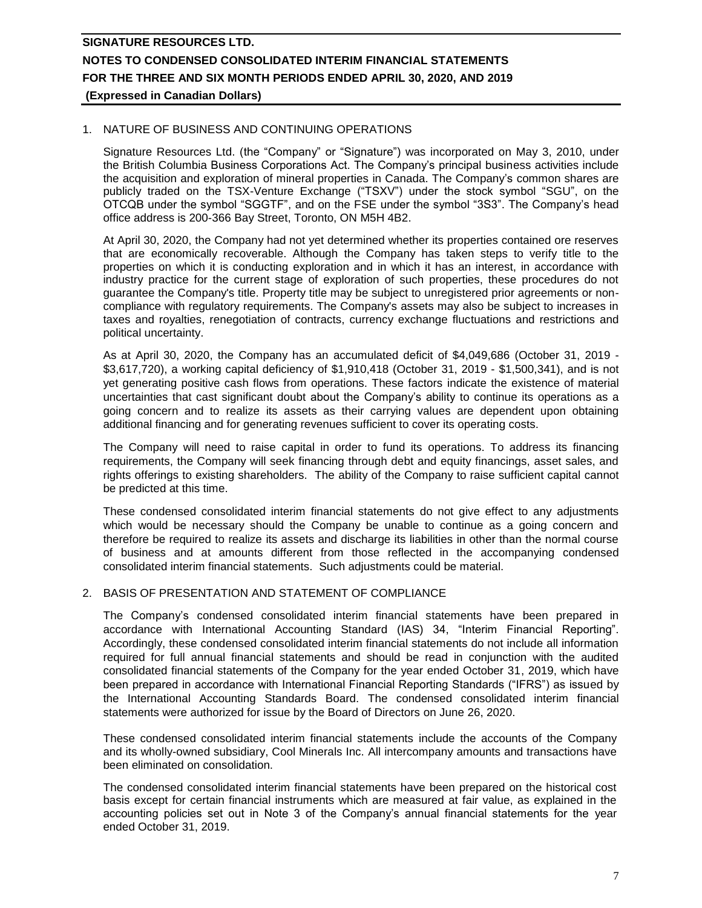## 1. NATURE OF BUSINESS AND CONTINUING OPERATIONS

Signature Resources Ltd. (the "Company" or "Signature") was incorporated on May 3, 2010, under the British Columbia Business Corporations Act. The Company's principal business activities include the acquisition and exploration of mineral properties in Canada. The Company's common shares are publicly traded on the TSX-Venture Exchange ("TSXV") under the stock symbol "SGU", on the OTCQB under the symbol "SGGTF", and on the FSE under the symbol "3S3". The Company's head office address is 200-366 Bay Street, Toronto, ON M5H 4B2.

At April 30, 2020, the Company had not yet determined whether its properties contained ore reserves that are economically recoverable. Although the Company has taken steps to verify title to the properties on which it is conducting exploration and in which it has an interest, in accordance with industry practice for the current stage of exploration of such properties, these procedures do not guarantee the Company's title. Property title may be subject to unregistered prior agreements or non-compliance with regulatory requirements. The Company's assets may also be subject to increases in taxes and royalties, renegotiation of contracts, currency exchange fluctuations and restrictions and political uncertainty.

As at April 30, 2020, the Company has an accumulated deficit of $4,049,686 (October 31, 2019 - $3,617,720), a working capital deficiency of $1,910,418 (October 31, 2019 - $1,500,341), and is not yet generating positive cash flows from operations. These factors indicate the existence of material uncertainties that cast significant doubt about the Company's ability to continue its operations as a going concern and to realize its assets as their carrying values are dependent upon obtaining additional financing and for generating revenues sufficient to cover its operating costs.

The Company will need to raise capital in order to fund its operations. To address its financing requirements, the Company will seek financing through debt and equity financings, asset sales, and rights offerings to existing shareholders. The ability of the Company to raise sufficient capital cannot be predicted at this time.

These condensed consolidated interim financial statements do not give effect to any adjustments which would be necessary should the Company be unable to continue as a going concern and therefore be required to realize its assets and discharge its liabilities in other than the normal course of business and at amounts different from those reflected in the accompanying condensed consolidated interim financial statements. Such adjustments could be material.

## 2. BASIS OF PRESENTATION AND STATEMENT OF COMPLIANCE

The Company's condensed consolidated interim financial statements have been prepared in accordance with International Accounting Standard (IAS) 34, "Interim Financial Reporting". Accordingly, these condensed consolidated interim financial statements do not include all information required for full annual financial statements and should be read in conjunction with the audited consolidated financial statements of the Company for the year ended October 31, 2019, which have been prepared in accordance with International Financial Reporting Standards ("IFRS") as issued by the International Accounting Standards Board. The condensed consolidated interim financial statements were authorized for issue by the Board of Directors on June 26, 2020.

These condensed consolidated interim financial statements include the accounts of the Company and its wholly-owned subsidiary, Cool Minerals Inc. All intercompany amounts and transactions have been eliminated on consolidation.

The condensed consolidated interim financial statements have been prepared on the historical cost basis except for certain financial instruments which are measured at fair value, as explained in the accounting policies set out in Note 3 of the Company's annual financial statements for the year ended October 31, 2019.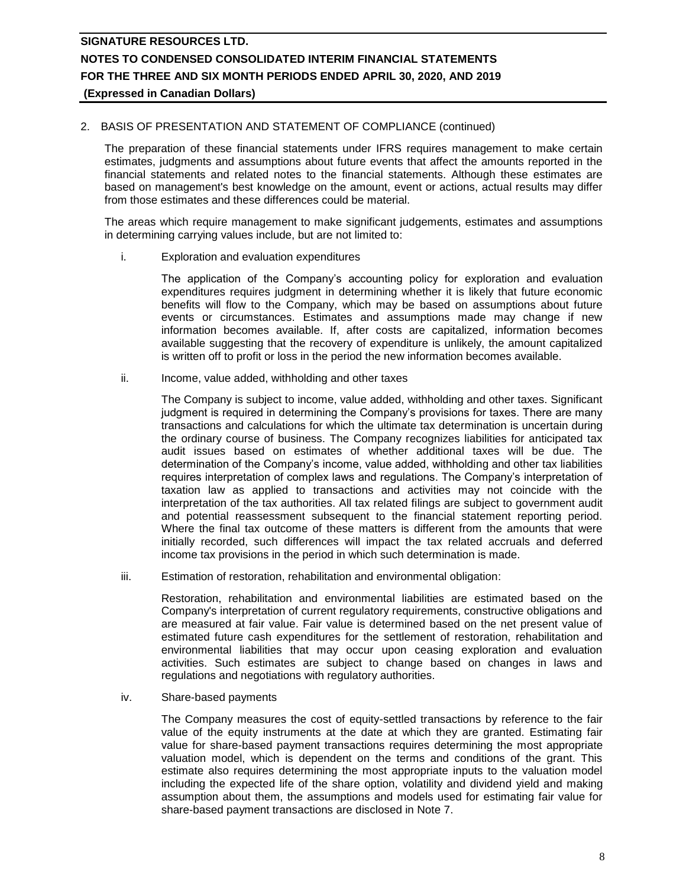2. BASIS OF PRESENTATION AND STATEMENT OF COMPLIANCE (continued)

The preparation of these financial statements under IFRS requires management to make certain estimates, judgments and assumptions about future events that affect the amounts reported in the financial statements and related notes to the financial statements. Although these estimates are based on management's best knowledge on the amount, event or actions, actual results may differ from those estimates and these differences could be material.

The areas which require management to make significant judgements, estimates and assumptions in determining carrying values include, but are not limited to:

i. Exploration and evaluation expenditures

The application of the Company's accounting policy for exploration and evaluation expenditures requires judgment in determining whether it is likely that future economic benefits will flow to the Company, which may be based on assumptions about future events or circumstances. Estimates and assumptions made may change if new information becomes available. If, after costs are capitalized, information becomes available suggesting that the recovery of expenditure is unlikely, the amount capitalized is written off to profit or loss in the period the new information becomes available.

ii. Income, value added, withholding and other taxes

The Company is subject to income, value added, withholding and other taxes. Significant judgment is required in determining the Company's provisions for taxes. There are many transactions and calculations for which the ultimate tax determination is uncertain during the ordinary course of business. The Company recognizes liabilities for anticipated tax audit issues based on estimates of whether additional taxes will be due. The determination of the Company's income, value added, withholding and other tax liabilities requires interpretation of complex laws and regulations. The Company's interpretation of taxation law as applied to transactions and activities may not coincide with the interpretation of the tax authorities. All tax related filings are subject to government audit and potential reassessment subsequent to the financial statement reporting period. Where the final tax outcome of these matters is different from the amounts that were initially recorded, such differences will impact the tax related accruals and deferred income tax provisions in the period in which such determination is made.

iii. Estimation of restoration, rehabilitation and environmental obligation:

Restoration, rehabilitation and environmental liabilities are estimated based on the Company's interpretation of current regulatory requirements, constructive obligations and are measured at fair value. Fair value is determined based on the net present value of estimated future cash expenditures for the settlement of restoration, rehabilitation and environmental liabilities that may occur upon ceasing exploration and evaluation activities. Such estimates are subject to change based on changes in laws and regulations and negotiations with regulatory authorities.

iv. Share-based payments

The Company measures the cost of equity-settled transactions by reference to the fair value of the equity instruments at the date at which they are granted. Estimating fair value for share-based payment transactions requires determining the most appropriate valuation model, which is dependent on the terms and conditions of the grant. This estimate also requires determining the most appropriate inputs to the valuation model including the expected life of the share option, volatility and dividend yield and making assumption about them, the assumptions and models used for estimating fair value for share-based payment transactions are disclosed in Note 7.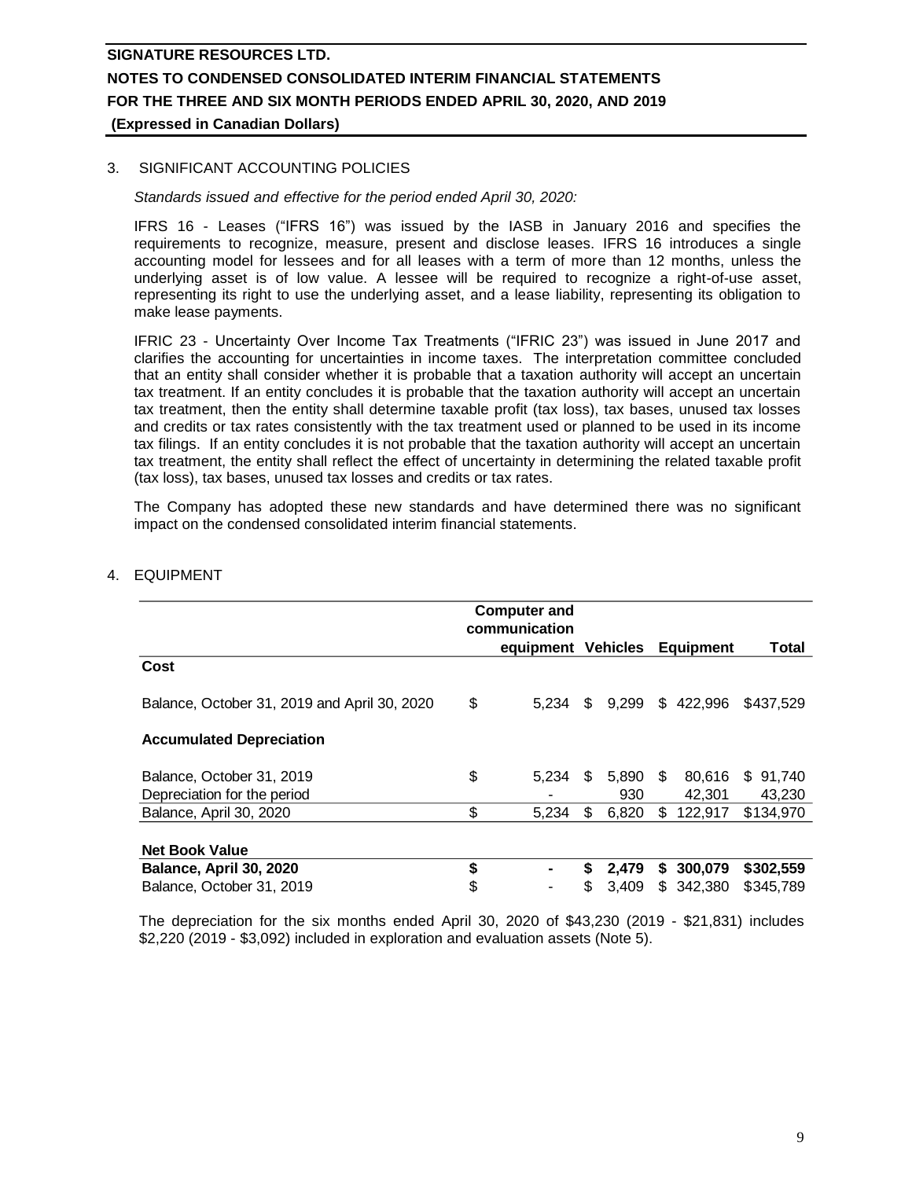## 3. SIGNIFICANT ACCOUNTING POLICIES

*Standards issued and effective for the period ended April 30, 2020:*

IFRS 16 - Leases ("IFRS 16") was issued by the IASB in January 2016 and specifies the requirements to recognize, measure, present and disclose leases. IFRS 16 introduces a single accounting model for lessees and for all leases with a term of more than 12 months, unless the underlying asset is of low value. A lessee will be required to recognize a right-of-use asset, representing its right to use the underlying asset, and a lease liability, representing its obligation to make lease payments.

IFRIC 23 - Uncertainty Over Income Tax Treatments ("IFRIC 23") was issued in June 2017 and clarifies the accounting for uncertainties in income taxes. The interpretation committee concluded that an entity shall consider whether it is probable that a taxation authority will accept an uncertain tax treatment. If an entity concludes it is probable that the taxation authority will accept an uncertain tax treatment, then the entity shall determine taxable profit (tax loss), tax bases, unused tax losses and credits or tax rates consistently with the tax treatment used or planned to be used in its income tax filings. If an entity concludes it is not probable that the taxation authority will accept an uncertain tax treatment, the entity shall reflect the effect of uncertainty in determining the related taxable profit (tax loss), tax bases, unused tax losses and credits or tax rates.

The Company has adopted these new standards and have determined there was no significant impact on the condensed consolidated interim financial statements.

## 4. EQUIPMENT

| | Computer and communication equipment | Vehicles | Equipment | Total |
|---|---|---|---|---|
| **Cost** | | | | |
| Balance, October 31, 2019 and April 30, 2020 | $ 5,234 | $ 9,299 | $ 422,996 | $437,529 |
| **Accumulated Depreciation** | | | | |
| Balance, October 31, 2019 | $ 5,234 | $ 5,890 | $ 80,616 | $ 91,740 |
| Depreciation for the period | - | 930 | 42,301 | 43,230 |
| Balance, April 30, 2020 | $ 5,234 | $ 6,820 | $ 122,917 | $134,970 |
| **Net Book Value** | | | | |
| **Balance, April 30, 2020** | **$ -** | **$ 2,479** | **$ 300,079** | **$302,559** |
| Balance, October 31, 2019 | $ - | $ 3,409 | $ 342,380 | $345,789 |

The depreciation for the six months ended April 30, 2020 of $43,230 (2019 - $21,831) includes $2,220 (2019 - $3,092) included in exploration and evaluation assets (Note 5).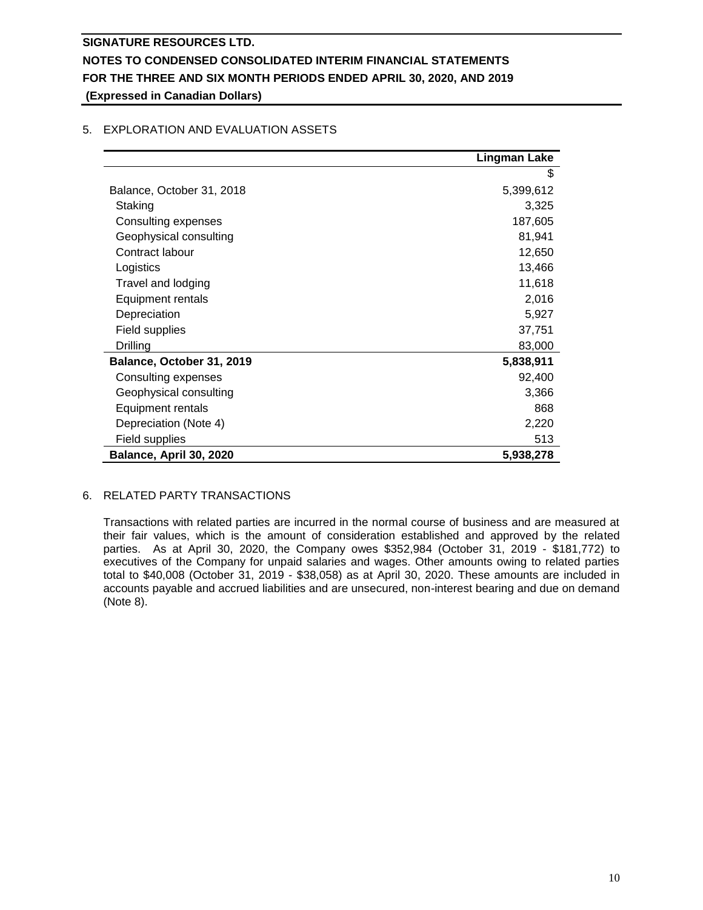## 5. EXPLORATION AND EVALUATION ASSETS

| | Lingman Lake |
|---|---|
| | $ |
| Balance, October 31, 2018 | 5,399,612 |
| Staking | 3,325 |
| Consulting expenses | 187,605 |
| Geophysical consulting | 81,941 |
| Contract labour | 12,650 |
| Logistics | 13,466 |
| Travel and lodging | 11,618 |
| Equipment rentals | 2,016 |
| Depreciation | 5,927 |
| Field supplies | 37,751 |
| Drilling | 83,000 |
| **Balance, October 31, 2019** | **5,838,911** |
| Consulting expenses | 92,400 |
| Geophysical consulting | 3,366 |
| Equipment rentals | 868 |
| Depreciation (Note 4) | 2,220 |
| Field supplies | 513 |
| **Balance, April 30, 2020** | **5,938,278** |

## 6. RELATED PARTY TRANSACTIONS

Transactions with related parties are incurred in the normal course of business and are measured at their fair values, which is the amount of consideration established and approved by the related parties. As at April 30, 2020, the Company owes $352,984 (October 31, 2019 - $181,772) to executives of the Company for unpaid salaries and wages. Other amounts owing to related parties total to $40,008 (October 31, 2019 - $38,058) as at April 30, 2020. These amounts are included in accounts payable and accrued liabilities and are unsecured, non-interest bearing and due on demand (Note 8).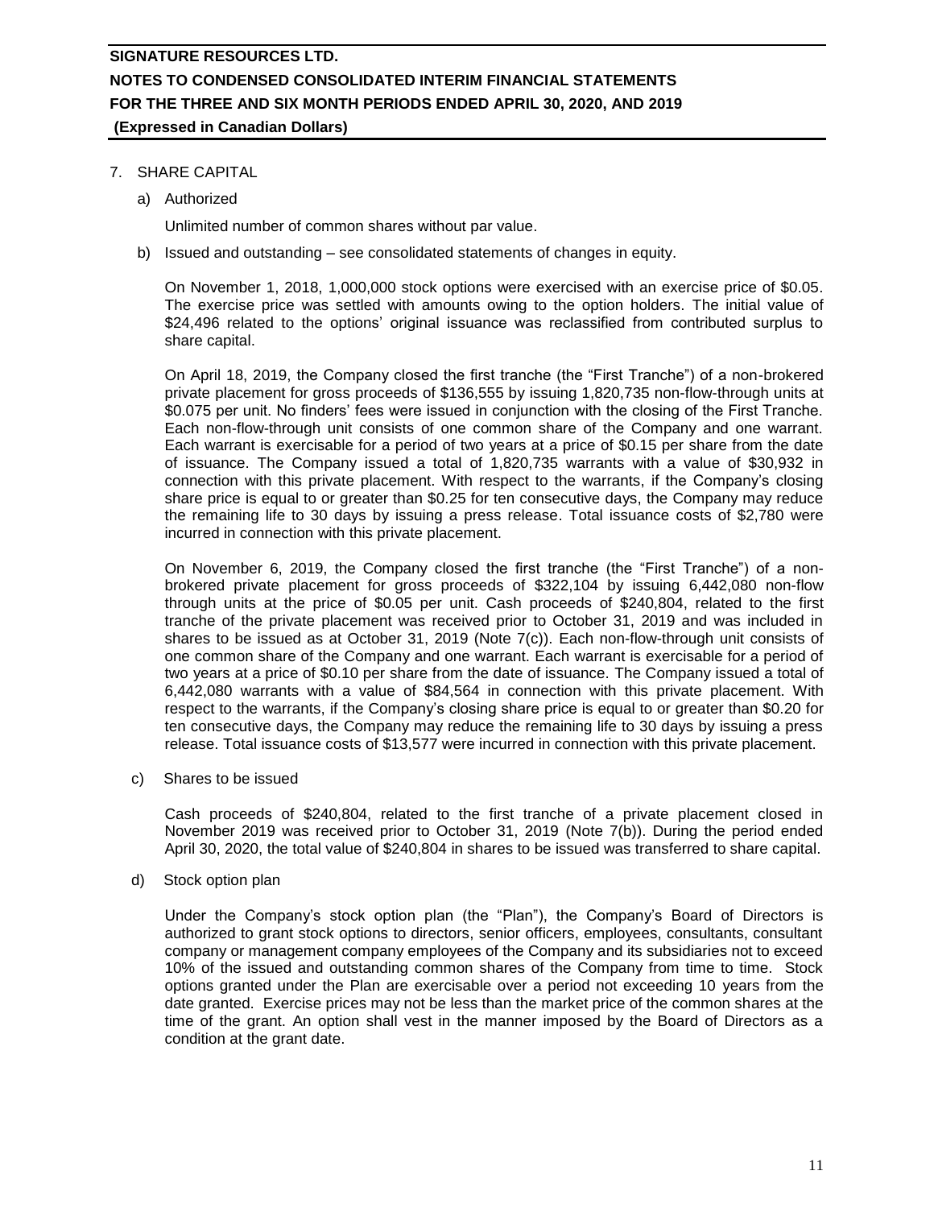## 7. SHARE CAPITAL

a) Authorized

Unlimited number of common shares without par value.

b) Issued and outstanding – see consolidated statements of changes in equity.

On November 1, 2018, 1,000,000 stock options were exercised with an exercise price of $0.05. The exercise price was settled with amounts owing to the option holders. The initial value of $24,496 related to the options' original issuance was reclassified from contributed surplus to share capital.

On April 18, 2019, the Company closed the first tranche (the "First Tranche") of a non-brokered private placement for gross proceeds of $136,555 by issuing 1,820,735 non-flow-through units at $0.075 per unit. No finders' fees were issued in conjunction with the closing of the First Tranche. Each non-flow-through unit consists of one common share of the Company and one warrant. Each warrant is exercisable for a period of two years at a price of $0.15 per share from the date of issuance. The Company issued a total of 1,820,735 warrants with a value of $30,932 in connection with this private placement. With respect to the warrants, if the Company's closing share price is equal to or greater than $0.25 for ten consecutive days, the Company may reduce the remaining life to 30 days by issuing a press release. Total issuance costs of $2,780 were incurred in connection with this private placement.

On November 6, 2019, the Company closed the first tranche (the "First Tranche") of a non-brokered private placement for gross proceeds of $322,104 by issuing 6,442,080 non-flow through units at the price of $0.05 per unit. Cash proceeds of $240,804, related to the first tranche of the private placement was received prior to October 31, 2019 and was included in shares to be issued as at October 31, 2019 (Note 7(c)). Each non-flow-through unit consists of one common share of the Company and one warrant. Each warrant is exercisable for a period of two years at a price of $0.10 per share from the date of issuance. The Company issued a total of 6,442,080 warrants with a value of $84,564 in connection with this private placement. With respect to the warrants, if the Company's closing share price is equal to or greater than $0.20 for ten consecutive days, the Company may reduce the remaining life to 30 days by issuing a press release. Total issuance costs of $13,577 were incurred in connection with this private placement.

c) Shares to be issued

Cash proceeds of $240,804, related to the first tranche of a private placement closed in November 2019 was received prior to October 31, 2019 (Note 7(b)). During the period ended April 30, 2020, the total value of $240,804 in shares to be issued was transferred to share capital.

d) Stock option plan

Under the Company's stock option plan (the "Plan"), the Company's Board of Directors is authorized to grant stock options to directors, senior officers, employees, consultants, consultant company or management company employees of the Company and its subsidiaries not to exceed 10% of the issued and outstanding common shares of the Company from time to time. Stock options granted under the Plan are exercisable over a period not exceeding 10 years from the date granted. Exercise prices may not be less than the market price of the common shares at the time of the grant. An option shall vest in the manner imposed by the Board of Directors as a condition at the grant date.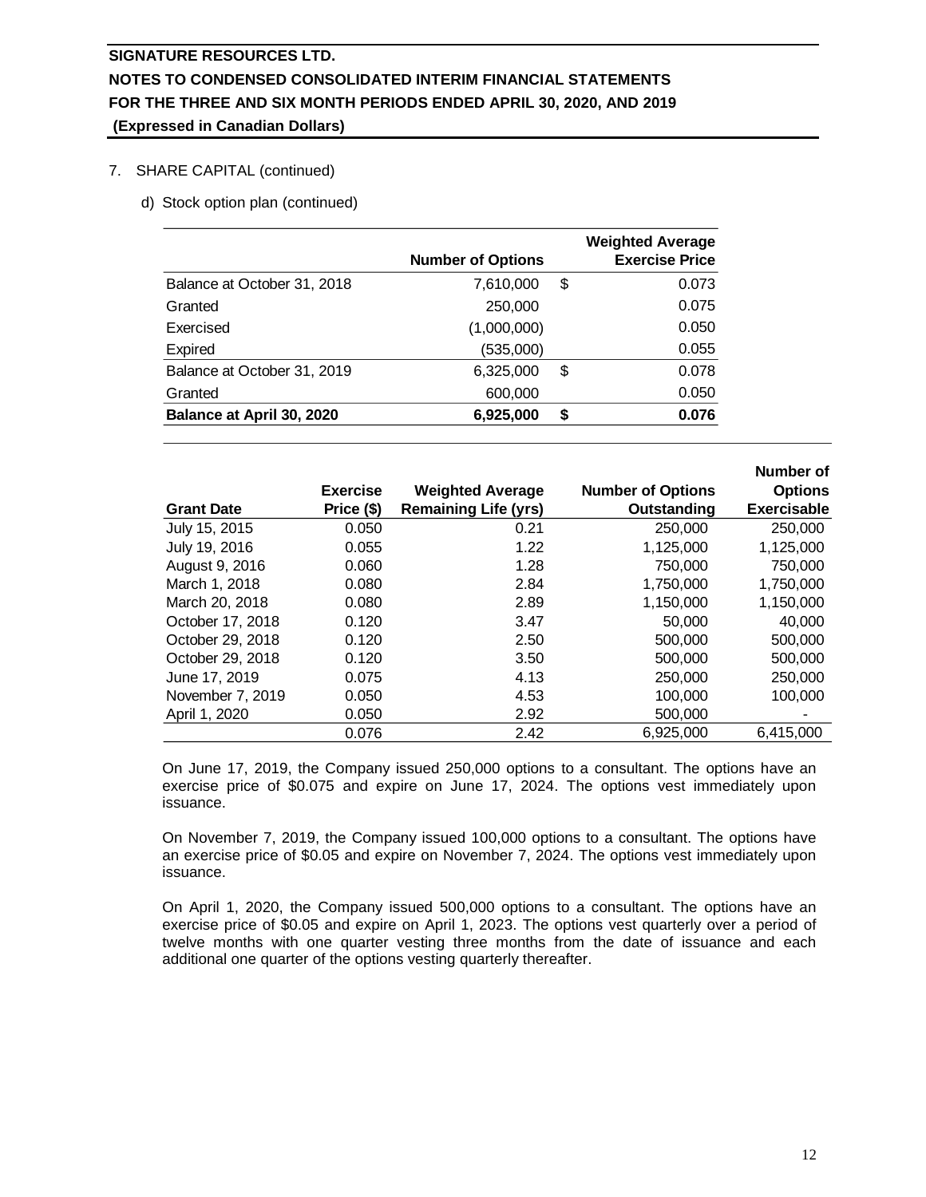**SIGNATURE RESOURCES LTD.**
**NOTES TO CONDENSED CONSOLIDATED INTERIM FINANCIAL STATEMENTS**
**FOR THE THREE AND SIX MONTH PERIODS ENDED APRIL 30, 2020, AND 2019**
**(Expressed in Canadian Dollars)**

7. SHARE CAPITAL (continued)

d) Stock option plan (continued)

| | Number of Options | | Weighted Average Exercise Price |
|---|---|---|---|
| Balance at October 31, 2018 | 7,610,000 | $ | 0.073 |
| Granted | 250,000 | | 0.075 |
| Exercised | (1,000,000) | | 0.050 |
| Expired | (535,000) | | 0.055 |
| Balance at October 31, 2019 | 6,325,000 | $ | 0.078 |
| Granted | 600,000 | | 0.050 |
| **Balance at April 30, 2020** | **6,925,000** | **$** | **0.076** |

| Grant Date | Exercise Price ($) | Weighted Average Remaining Life (yrs) | Number of Options Outstanding | Number of Options Exercisable |
|---|---|---|---|---|
| July 15, 2015 | 0.050 | 0.21 | 250,000 | 250,000 |
| July 19, 2016 | 0.055 | 1.22 | 1,125,000 | 1,125,000 |
| August 9, 2016 | 0.060 | 1.28 | 750,000 | 750,000 |
| March 1, 2018 | 0.080 | 2.84 | 1,750,000 | 1,750,000 |
| March 20, 2018 | 0.080 | 2.89 | 1,150,000 | 1,150,000 |
| October 17, 2018 | 0.120 | 3.47 | 50,000 | 40,000 |
| October 29, 2018 | 0.120 | 2.50 | 500,000 | 500,000 |
| October 29, 2018 | 0.120 | 3.50 | 500,000 | 500,000 |
| June 17, 2019 | 0.075 | 4.13 | 250,000 | 250,000 |
| November 7, 2019 | 0.050 | 4.53 | 100,000 | 100,000 |
| April 1, 2020 | 0.050 | 2.92 | 500,000 | - |
| | 0.076 | 2.42 | 6,925,000 | 6,415,000 |

On June 17, 2019, the Company issued 250,000 options to a consultant. The options have an exercise price of $0.075 and expire on June 17, 2024. The options vest immediately upon issuance.

On November 7, 2019, the Company issued 100,000 options to a consultant. The options have an exercise price of $0.05 and expire on November 7, 2024. The options vest immediately upon issuance.

On April 1, 2020, the Company issued 500,000 options to a consultant. The options have an exercise price of $0.05 and expire on April 1, 2023. The options vest quarterly over a period of twelve months with one quarter vesting three months from the date of issuance and each additional one quarter of the options vesting quarterly thereafter.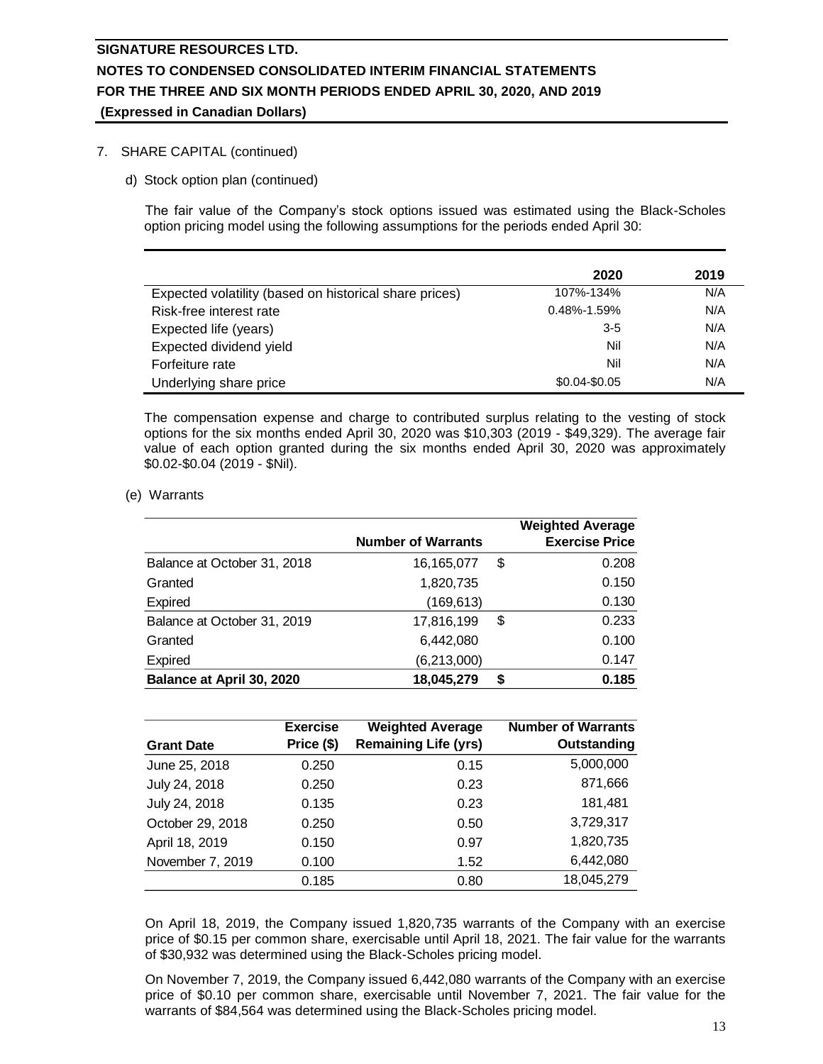7. SHARE CAPITAL (continued)

d) Stock option plan (continued)

The fair value of the Company's stock options issued was estimated using the Black-Scholes option pricing model using the following assumptions for the periods ended April 30:

| | 2020 | 2019 |
|---|---|---|
| Expected volatility (based on historical share prices) | 107%-134% | N/A |
| Risk-free interest rate | 0.48%-1.59% | N/A |
| Expected life (years) | 3-5 | N/A |
| Expected dividend yield | Nil | N/A |
| Forfeiture rate | Nil | N/A |
| Underlying share price | $0.04-$0.05 | N/A |

The compensation expense and charge to contributed surplus relating to the vesting of stock options for the six months ended April 30, 2020 was $10,303 (2019 - $49,329). The average fair value of each option granted during the six months ended April 30, 2020 was approximately $0.02-$0.04 (2019 - $Nil).

(e) Warrants

| | Number of Warrants | | Weighted Average Exercise Price |
|---|---|---|---|
| Balance at October 31, 2018 | 16,165,077 | $ | 0.208 |
| Granted | 1,820,735 | | 0.150 |
| Expired | (169,613) | | 0.130 |
| Balance at October 31, 2019 | 17,816,199 | $ | 0.233 |
| Granted | 6,442,080 | | 0.100 |
| Expired | (6,213,000) | | 0.147 |
| **Balance at April 30, 2020** | **18,045,279** | **$** | **0.185** |

| Grant Date | Exercise Price ($) | Weighted Average Remaining Life (yrs) | Number of Warrants Outstanding |
|---|---|---|---|
| June 25, 2018 | 0.250 | 0.15 | 5,000,000 |
| July 24, 2018 | 0.250 | 0.23 | 871,666 |
| July 24, 2018 | 0.135 | 0.23 | 181,481 |
| October 29, 2018 | 0.250 | 0.50 | 3,729,317 |
| April 18, 2019 | 0.150 | 0.97 | 1,820,735 |
| November 7, 2019 | 0.100 | 1.52 | 6,442,080 |
| | 0.185 | 0.80 | 18,045,279 |

On April 18, 2019, the Company issued 1,820,735 warrants of the Company with an exercise price of $0.15 per common share, exercisable until April 18, 2021. The fair value for the warrants of $30,932 was determined using the Black-Scholes pricing model.

On November 7, 2019, the Company issued 6,442,080 warrants of the Company with an exercise price of $0.10 per common share, exercisable until November 7, 2021. The fair value for the warrants of $84,564 was determined using the Black-Scholes pricing model.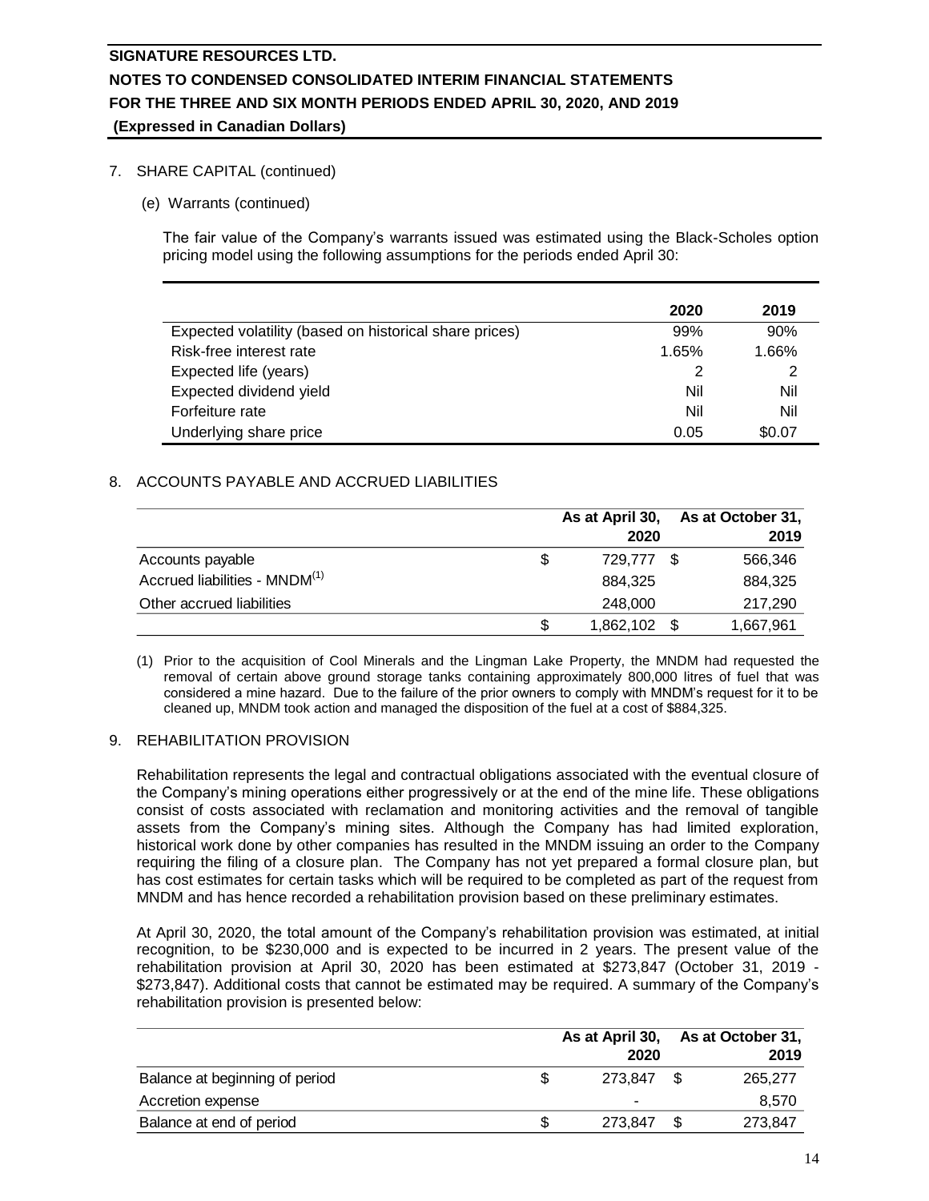**SIGNATURE RESOURCES LTD.**
**NOTES TO CONDENSED CONSOLIDATED INTERIM FINANCIAL STATEMENTS**
**FOR THE THREE AND SIX MONTH PERIODS ENDED APRIL 30, 2020, AND 2019**
**(Expressed in Canadian Dollars)**

7. SHARE CAPITAL (continued)

(e) Warrants (continued)

The fair value of the Company's warrants issued was estimated using the Black-Scholes option pricing model using the following assumptions for the periods ended April 30:

| | 2020 | 2019 |
|---|---|---|
| Expected volatility (based on historical share prices) | 99% | 90% |
| Risk-free interest rate | 1.65% | 1.66% |
| Expected life (years) | 2 | 2 |
| Expected dividend yield | Nil | Nil |
| Forfeiture rate | Nil | Nil |
| Underlying share price | 0.05 | $0.07 |

8. ACCOUNTS PAYABLE AND ACCRUED LIABILITIES

| | As at April 30, 2020 | As at October 31, 2019 |
|---|---|---|
| Accounts payable | $ 729,777 | $ 566,346 |
| Accrued liabilities - MNDM[(1)] | 884,325 | 884,325 |
| Other accrued liabilities | 248,000 | 217,290 |
| | $ 1,862,102 | $ 1,667,961 |

(1) Prior to the acquisition of Cool Minerals and the Lingman Lake Property, the MNDM had requested the removal of certain above ground storage tanks containing approximately 800,000 litres of fuel that was considered a mine hazard. Due to the failure of the prior owners to comply with MNDM's request for it to be cleaned up, MNDM took action and managed the disposition of the fuel at a cost of $884,325.

9. REHABILITATION PROVISION

Rehabilitation represents the legal and contractual obligations associated with the eventual closure of the Company's mining operations either progressively or at the end of the mine life. These obligations consist of costs associated with reclamation and monitoring activities and the removal of tangible assets from the Company's mining sites. Although the Company has had limited exploration, historical work done by other companies has resulted in the MNDM issuing an order to the Company requiring the filing of a closure plan. The Company has not yet prepared a formal closure plan, but has cost estimates for certain tasks which will be required to be completed as part of the request from MNDM and has hence recorded a rehabilitation provision based on these preliminary estimates.

At April 30, 2020, the total amount of the Company's rehabilitation provision was estimated, at initial recognition, to be $230,000 and is expected to be incurred in 2 years. The present value of the rehabilitation provision at April 30, 2020 has been estimated at $273,847 (October 31, 2019 - $273,847). Additional costs that cannot be estimated may be required. A summary of the Company's rehabilitation provision is presented below:

| | As at April 30, 2020 | As at October 31, 2019 |
|---|---|---|
| Balance at beginning of period | $ 273,847 | $ 265,277 |
| Accretion expense | - | 8,570 |
| Balance at end of period | $ 273,847 | $ 273,847 |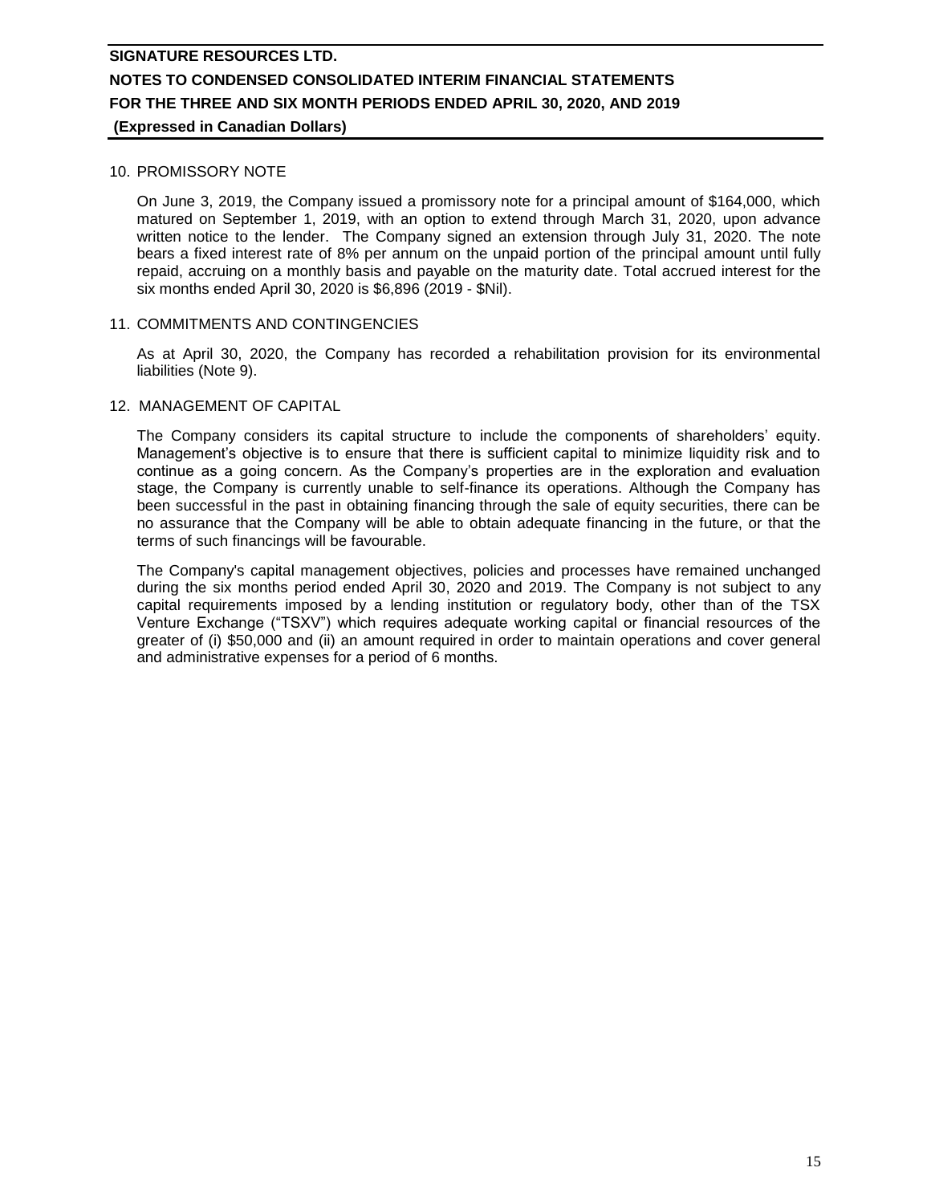## 10. PROMISSORY NOTE

On June 3, 2019, the Company issued a promissory note for a principal amount of $164,000, which matured on September 1, 2019, with an option to extend through March 31, 2020, upon advance written notice to the lender. The Company signed an extension through July 31, 2020. The note bears a fixed interest rate of 8% per annum on the unpaid portion of the principal amount until fully repaid, accruing on a monthly basis and payable on the maturity date. Total accrued interest for the six months ended April 30, 2020 is $6,896 (2019 - $Nil).

## 11. COMMITMENTS AND CONTINGENCIES

As at April 30, 2020, the Company has recorded a rehabilitation provision for its environmental liabilities (Note 9).

## 12. MANAGEMENT OF CAPITAL

The Company considers its capital structure to include the components of shareholders' equity. Management's objective is to ensure that there is sufficient capital to minimize liquidity risk and to continue as a going concern. As the Company's properties are in the exploration and evaluation stage, the Company is currently unable to self-finance its operations. Although the Company has been successful in the past in obtaining financing through the sale of equity securities, there can be no assurance that the Company will be able to obtain adequate financing in the future, or that the terms of such financings will be favourable.

The Company's capital management objectives, policies and processes have remained unchanged during the six months period ended April 30, 2020 and 2019. The Company is not subject to any capital requirements imposed by a lending institution or regulatory body, other than of the TSX Venture Exchange ("TSXV") which requires adequate working capital or financial resources of the greater of (i) $50,000 and (ii) an amount required in order to maintain operations and cover general and administrative expenses for a period of 6 months.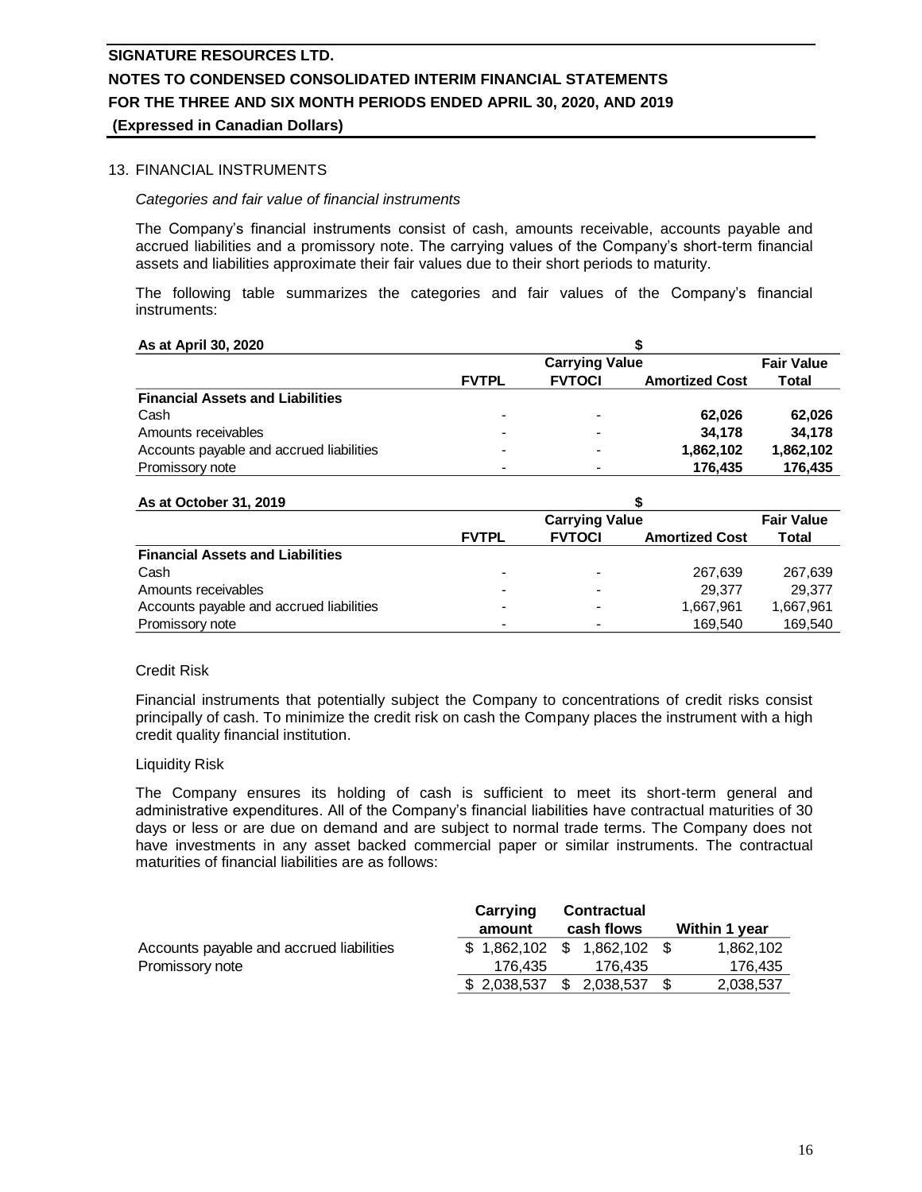## 13. FINANCIAL INSTRUMENTS

*Categories and fair value of financial instruments*

The Company's financial instruments consist of cash, amounts receivable, accounts payable and accrued liabilities and a promissory note. The carrying values of the Company's short-term financial assets and liabilities approximate their fair values due to their short periods to maturity.

The following table summarizes the categories and fair values of the Company's financial instruments:

| **As at April 30, 2020** | | **$** | | |
|---|---|---|---|---|
| | **Carrying Value** | | | **Fair Value** |
| | **FVTPL** | **FVTOCI** | **Amortized Cost** | **Total** |
| **Financial Assets and Liabilities** | | | | |
| Cash | - | - | **62,026** | **62,026** |
| Amounts receivables | - | - | **34,178** | **34,178** |
| Accounts payable and accrued liabilities | - | - | **1,862,102** | **1,862,102** |
| Promissory note | - | - | **176,435** | **176,435** |

| **As at October 31, 2019** | | **$** | | |
|---|---|---|---|---|
| | **Carrying Value** | | | **Fair Value** |
| | **FVTPL** | **FVTOCI** | **Amortized Cost** | **Total** |
| **Financial Assets and Liabilities** | | | | |
| Cash | - | - | 267,639 | 267,639 |
| Amounts receivables | - | - | 29,377 | 29,377 |
| Accounts payable and accrued liabilities | - | - | 1,667,961 | 1,667,961 |
| Promissory note | - | - | 169,540 | 169,540 |

Credit Risk

Financial instruments that potentially subject the Company to concentrations of credit risks consist principally of cash. To minimize the credit risk on cash the Company places the instrument with a high credit quality financial institution.

Liquidity Risk

The Company ensures its holding of cash is sufficient to meet its short-term general and administrative expenditures. All of the Company's financial liabilities have contractual maturities of 30 days or less or are due on demand and are subject to normal trade terms. The Company does not have investments in any asset backed commercial paper or similar instruments. The contractual maturities of financial liabilities are as follows:

| | **Carrying amount** | **Contractual cash flows** | **Within 1 year** |
|---|---|---|---|
| Accounts payable and accrued liabilities | $ 1,862,102 | $ 1,862,102 | $ 1,862,102 |
| Promissory note | 176,435 | 176,435 | 176,435 |
| | $ 2,038,537 | $ 2,038,537 | $ 2,038,537 |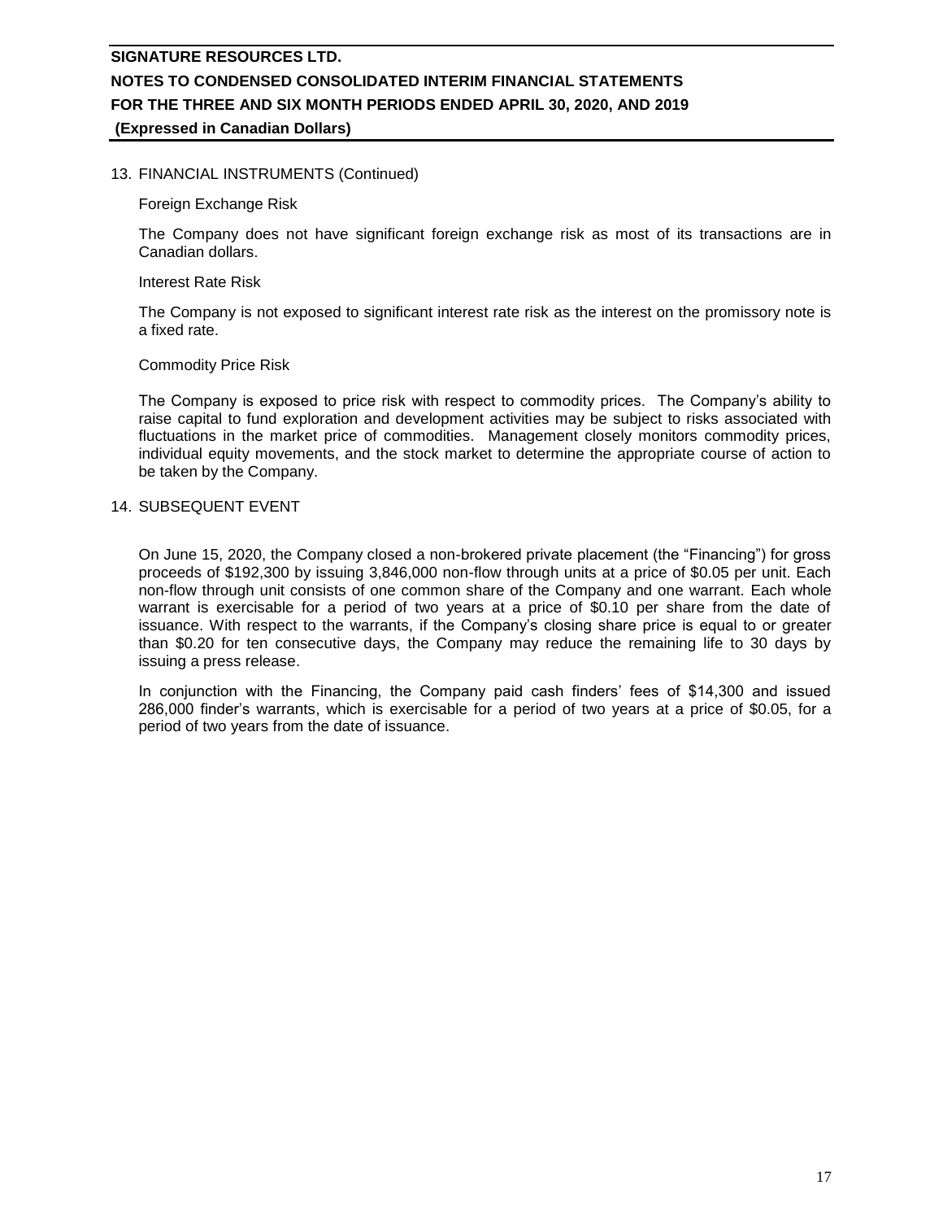## 13. FINANCIAL INSTRUMENTS (Continued)

Foreign Exchange Risk

The Company does not have significant foreign exchange risk as most of its transactions are in Canadian dollars.

Interest Rate Risk

The Company is not exposed to significant interest rate risk as the interest on the promissory note is a fixed rate.

Commodity Price Risk

The Company is exposed to price risk with respect to commodity prices. The Company's ability to raise capital to fund exploration and development activities may be subject to risks associated with fluctuations in the market price of commodities. Management closely monitors commodity prices, individual equity movements, and the stock market to determine the appropriate course of action to be taken by the Company.

## 14. SUBSEQUENT EVENT

On June 15, 2020, the Company closed a non-brokered private placement (the "Financing") for gross proceeds of $192,300 by issuing 3,846,000 non-flow through units at a price of $0.05 per unit. Each non-flow through unit consists of one common share of the Company and one warrant. Each whole warrant is exercisable for a period of two years at a price of $0.10 per share from the date of issuance. With respect to the warrants, if the Company's closing share price is equal to or greater than $0.20 for ten consecutive days, the Company may reduce the remaining life to 30 days by issuing a press release.

In conjunction with the Financing, the Company paid cash finders' fees of $14,300 and issued 286,000 finder's warrants, which is exercisable for a period of two years at a price of $0.05, for a period of two years from the date of issuance.